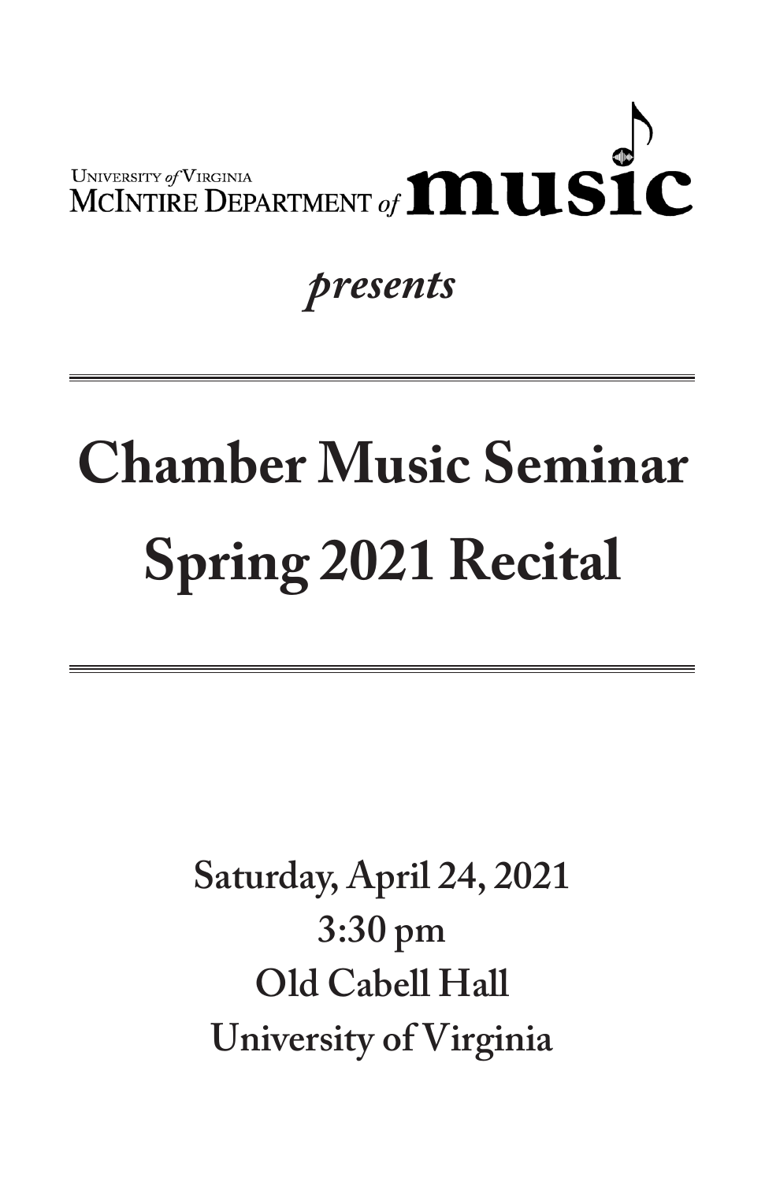University of Virginia
McIntire Department of **music**

*presents*

# Chamber Music Seminar Spring 2021 Recital

**Saturday, April 24, 2021**
**3:30 pm**
**Old Cabell Hall**
**University of Virginia**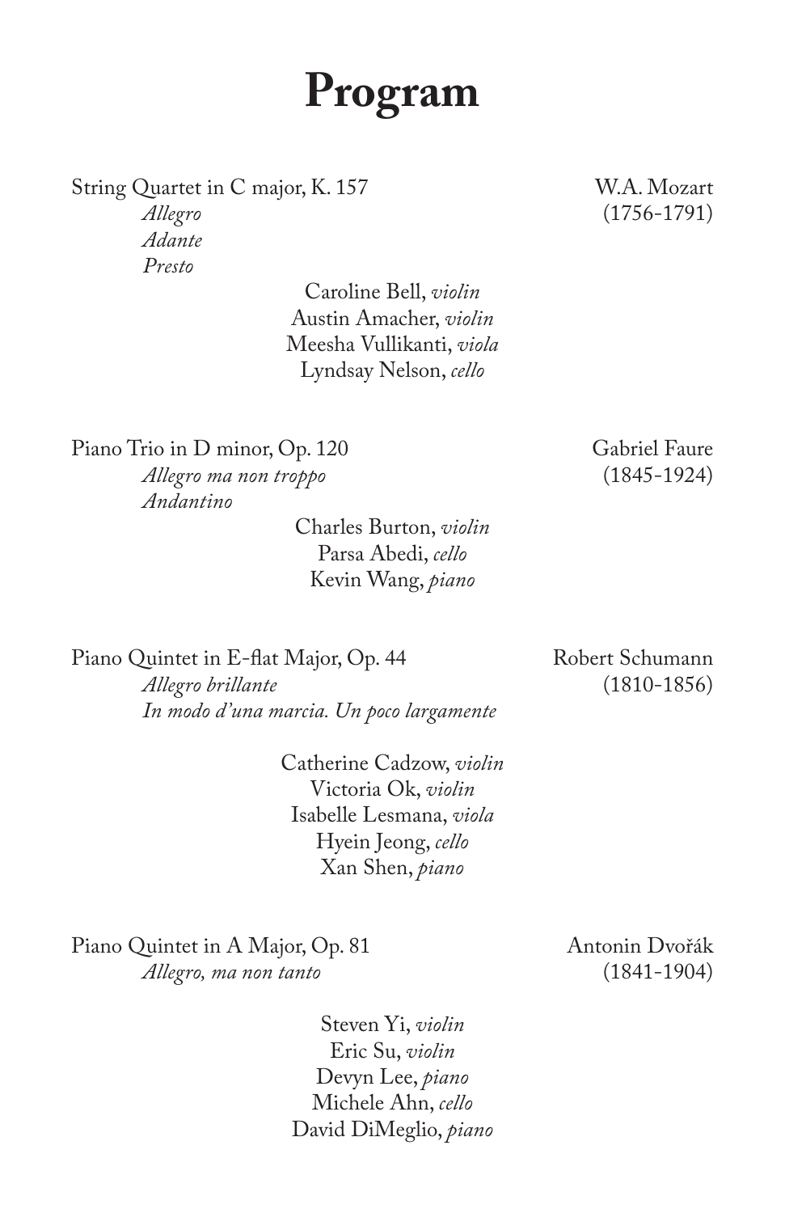# Program

String Quartet in C major, K. 157 — W.A. Mozart (1756-1791)

*Allegro*
*Adante*
*Presto*

Caroline Bell, *violin*
Austin Amacher, *violin*
Meesha Vullikanti, *viola*
Lyndsay Nelson, *cello*

Piano Trio in D minor, Op. 120 — Gabriel Faure (1845-1924)

*Allegro ma non troppo*
*Andantino*

Charles Burton, *violin*
Parsa Abedi, *cello*
Kevin Wang, *piano*

Piano Quintet in E-flat Major, Op. 44 — Robert Schumann (1810-1856)

*Allegro brillante*
*In modo d'una marcia. Un poco largamente*

Catherine Cadzow, *violin*
Victoria Ok, *violin*
Isabelle Lesmana, *viola*
Hyein Jeong, *cello*
Xan Shen, *piano*

Piano Quintet in A Major, Op. 81 — Antonin Dvořák (1841-1904)

*Allegro, ma non tanto*

Steven Yi, *violin*
Eric Su, *violin*
Devyn Lee, *piano*
Michele Ahn, *cello*
David DiMeglio, *piano*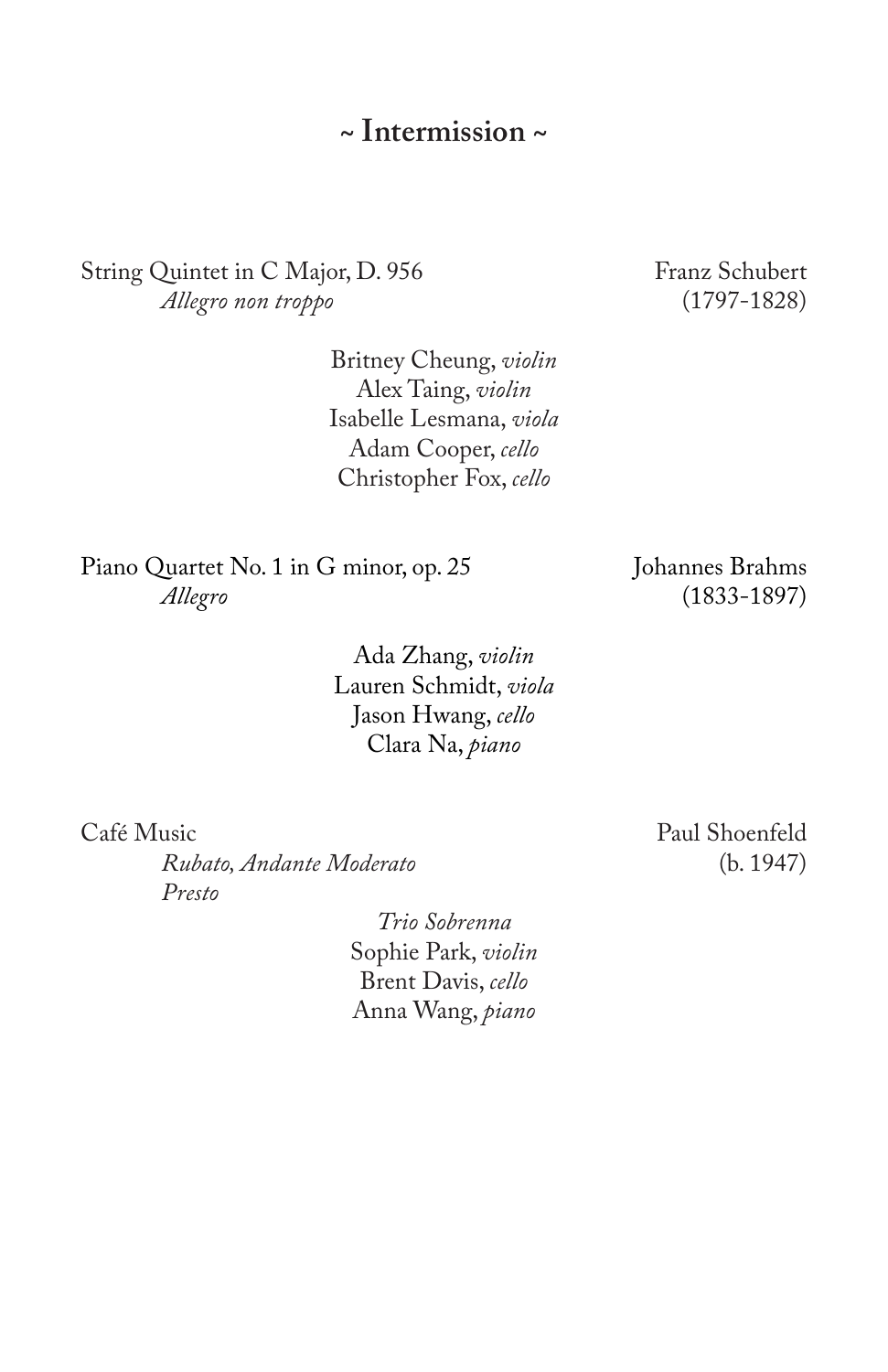## ~ Intermission ~

String Quintet in C Major, D. 956 — Franz Schubert (1797-1828)

*Allegro non troppo*

Britney Cheung, *violin*
Alex Taing, *violin*
Isabelle Lesmana, *viola*
Adam Cooper, *cello*
Christopher Fox, *cello*

Piano Quartet No. 1 in G minor, op. 25 — Johannes Brahms (1833-1897)

*Allegro*

Ada Zhang, *violin*
Lauren Schmidt, *viola*
Jason Hwang, *cello*
Clara Na, *piano*

Café Music — Paul Shoenfeld (b. 1947)

*Rubato, Andante Moderato*
*Presto*

*Trio Sobrenna*
Sophie Park, *violin*
Brent Davis, *cello*
Anna Wang, *piano*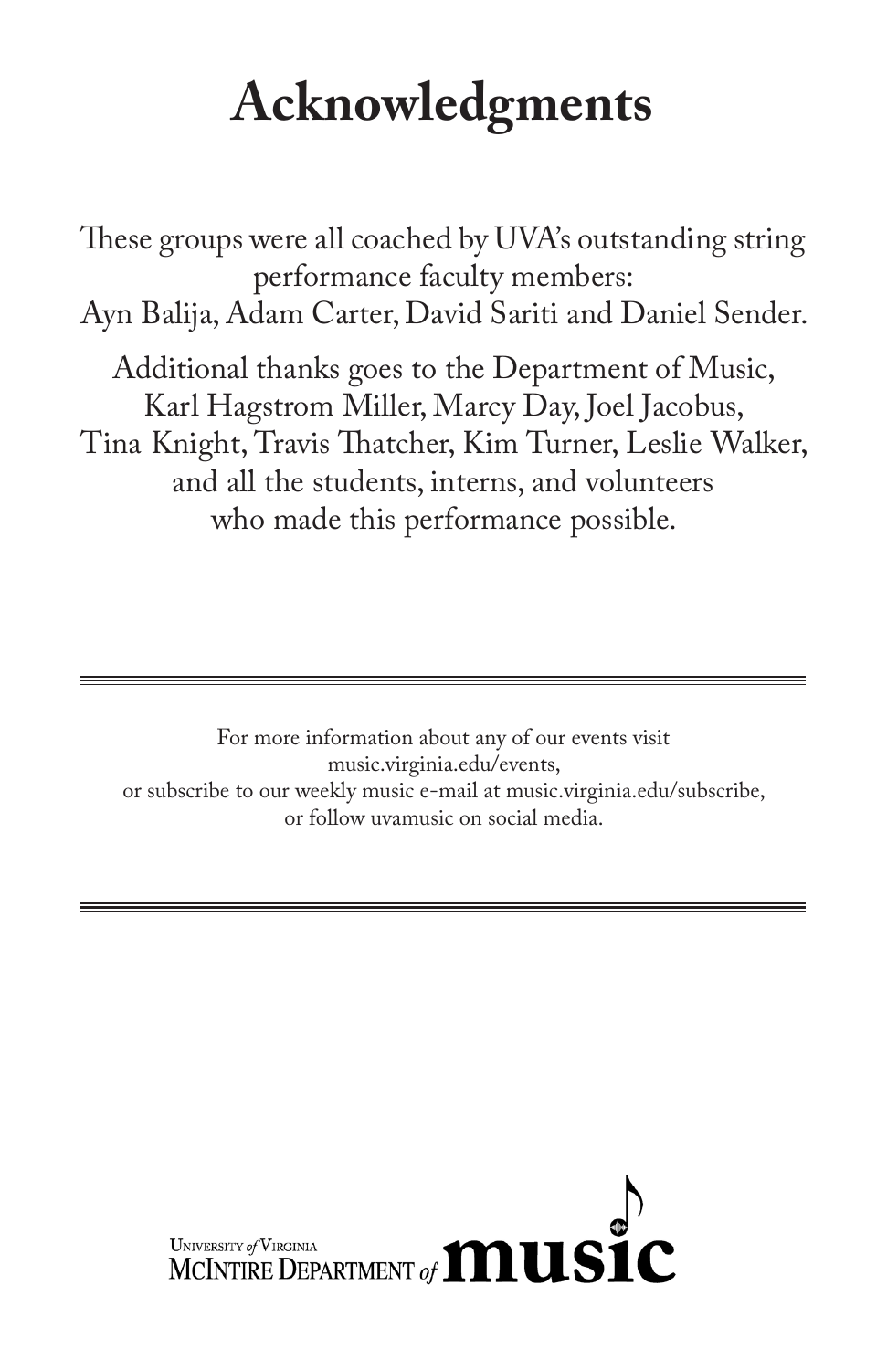# Acknowledgments

These groups were all coached by UVA's outstanding string performance faculty members:
Ayn Balija, Adam Carter, David Sariti and Daniel Sender.

Additional thanks goes to the Department of Music, Karl Hagstrom Miller, Marcy Day, Joel Jacobus, Tina Knight, Travis Thatcher, Kim Turner, Leslie Walker, and all the students, interns, and volunteers who made this performance possible.

---

For more information about any of our events visit music.virginia.edu/events,
or subscribe to our weekly music e-mail at music.virginia.edu/subscribe,
or follow uvamusic on social media.

---

University of Virginia
McIntire Department of music